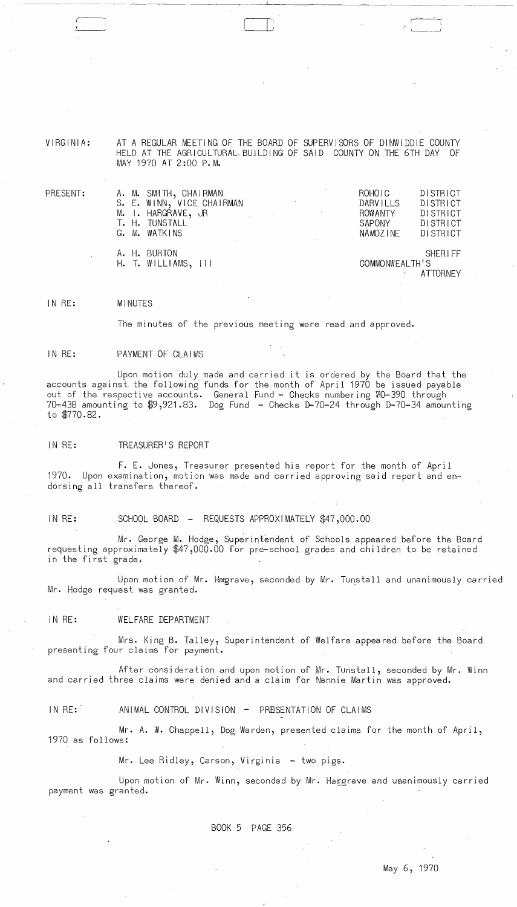VIRGINIA: AT A REGULAR MEETING OF THE BOARD OF SUPERVISORS OF DINWIDDIE COUNTY HELD AT THE AGRICULTURAL BUILDING OF SAID COUNTY ON THE 6TH DAY OF MAY 1970 AT 2:00 P.M.

| PRESENT: | | |
|---|---|---|
| | A. M. SMITH, CHAIRMAN | ROHOIC DISTRICT |
| | S. E. WINN, VICE CHAIRMAN | DARVILLS DISTRICT |
| | M. I. HARGRAVE, JR | ROWANTY DISTRICT |
| | T. H. TUNSTALL | SAPONY DISTRICT |
| | G. M. WATKINS | NAMOZINE DISTRICT |
| | A. H. BURTON | SHERIFF |
| | H. T. WILLIAMS, III | COMMONWEALTH'S ATTORNEY |

IN RE: MINUTES

The minutes of the previous meeting were read and approved.

IN RE: PAYMENT OF CLAIMS

Upon motion duly made and carried it is ordered by the Board that the accounts against the following funds for the month of April 1970 be issued payable out of the respective accounts. General Fund - Checks numbering 70-390 through 70-438 amounting to $9,921.83. Dog Fund - Checks D-70-24 through D-70-34 amounting to $770.82.

IN RE: TREASURER'S REPORT

F. E. Jones, Treasurer presented his report for the month of April 1970. Upon examination, motion was made and carried approving said report and endorsing all transfers thereof.

IN RE: SCHOOL BOARD - REQUESTS APPROXIMATELY $47,000.00

Mr. George M. Hodge, Superintendent of Schools appeared before the Board requesting approximately $47,000.00 for pre-school grades and children to be retained in the first grade.

Upon motion of Mr. Hargrave, seconded by Mr. Tunstall and unanimously carried Mr. Hodge request was granted.

IN RE: WELFARE DEPARTMENT

Mrs. King B. Talley, Superintendent of Welfare appeared before the Board presenting four claims for payment.

After consideration and upon motion of Mr. Tunstall, seconded by Mr. Winn and carried three claims were denied and a claim for Nannie Martin was approved.

IN RE: ANIMAL CONTROL DIVISION - PRESENTATION OF CLAIMS

Mr. A. W. Chappell, Dog Warden, presented claims for the month of April, 1970 as follows:

Mr. Lee Ridley, Carson, Virginia - two pigs.

Upon motion of Mr. Winn, seconded by Mr. Haggrave and unanimously carried payment was granted.

BOOK 5 PAGE 356

May 6, 1970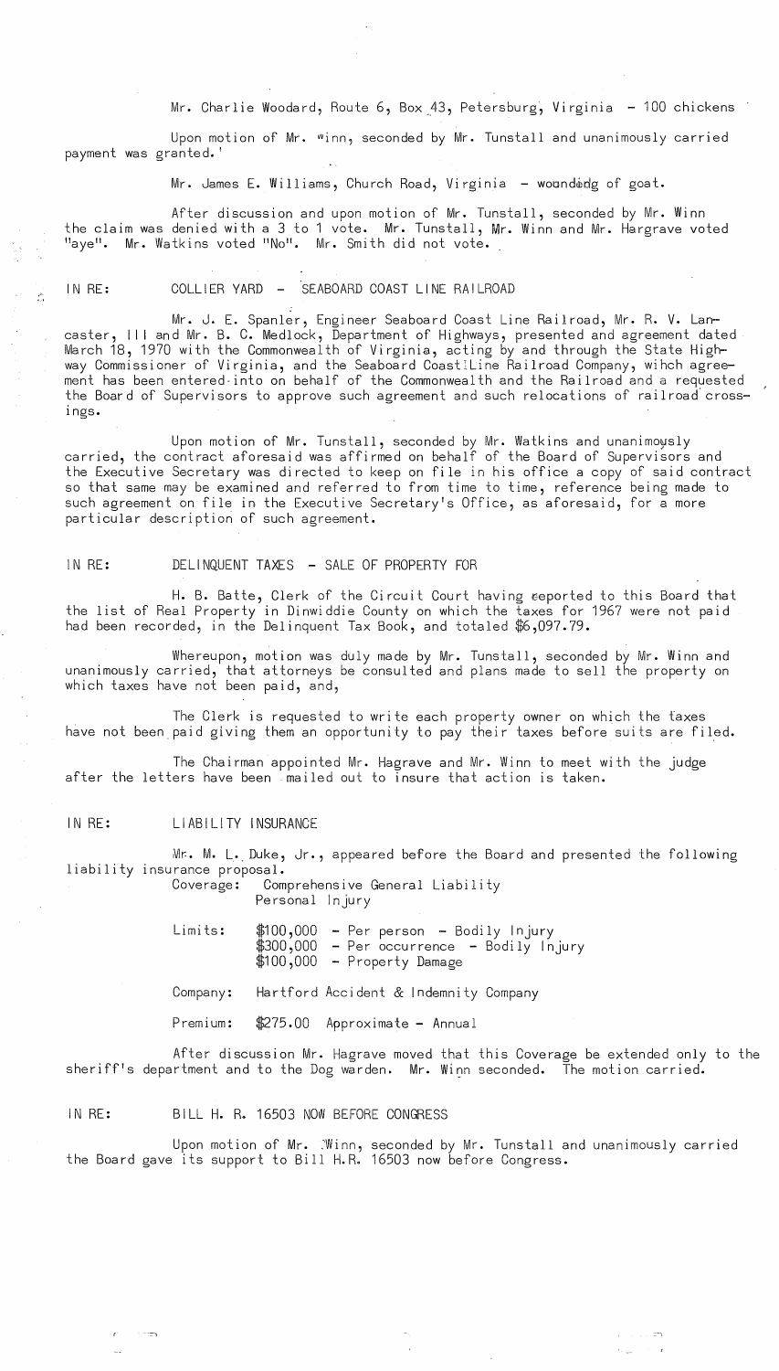Mr. Charlie Woodard, Route 6, Box 43, Petersburg, Virginia - 100 chickens

Upon motion of Mr. Winn, seconded by Mr. Tunstall and unanimously carried payment was granted.'

Mr. James E. Williams, Church Road, Virginia - wounding of goat.

After discussion and upon motion of Mr. Tunstall, seconded by Mr. Winn the claim was denied with a 3 to 1 vote. Mr. Tunstall, Mr. Winn and Mr. Hargrave voted "aye". Mr. Watkins voted "No". Mr. Smith did not vote.

IN RE: COLLIER YARD - SEABOARD COAST LINE RAILROAD

Mr. J. E. Spanler, Engineer Seaboard Coast Line Railroad, Mr. R. V. Lancaster, III and Mr. B. C. Medlock, Department of Highways, presented and agreement dated March 18, 1970 with the Commonwealth of Virginia, acting by and through the State Highway Commissioner of Virginia, and the Seaboard Coast Line Railroad Company, wihch agreement has been entered into on behalf of the Commonwealth and the Railroad and a requested the Board of Supervisors to approve such agreement and such relocations of railroad crossings.

Upon motion of Mr. Tunstall, seconded by Mr. Watkins and unanimously carried, the contract aforesaid was affirmed on behalf of the Board of Supervisors and the Executive Secretary was directed to keep on file in his office a copy of said contract so that same may be examined and referred to from time to time, reference being made to such agreement on file in the Executive Secretary's Office, as aforesaid, for a more particular description of such agreement.

IN RE: DELINQUENT TAXES - SALE OF PROPERTY FOR

H. B. Batte, Clerk of the Circuit Court having reported to this Board that the list of Real Property in Dinwiddie County on which the taxes for 1967 were not paid had been recorded, in the Delinquent Tax Book, and totaled $6,097.79.

Whereupon, motion was duly made by Mr. Tunstall, seconded by Mr. Winn and unanimously carried, that attorneys be consulted and plans made to sell the property on which taxes have not been paid, and,

The Clerk is requested to write each property owner on which the taxes have not been paid giving them an opportunity to pay their taxes before suits are filed.

The Chairman appointed Mr. Hagrave and Mr. Winn to meet with the judge after the letters have been mailed out to insure that action is taken.

IN RE: LIABILITY INSURANCE

Mr. M. L. Duke, Jr., appeared before the Board and presented the following liability insurance proposal.

Coverage: Comprehensive General Liability
Personal Injury

Limits: $100,000 - Per person - Bodily Injury
$300,000 - Per occurrence - Bodily Injury
$100,000 - Property Damage

Company: Hartford Accident & Indemnity Company

Premium: $275.00 Approximate - Annual

After discussion Mr. Hagrave moved that this Coverage be extended only to the sheriff's department and to the Dog warden. Mr. Winn seconded. The motion carried.

IN RE: BILL H. R. 16503 NOW BEFORE CONGRESS

Upon motion of Mr. Winn, seconded by Mr. Tunstall and unanimously carried the Board gave its support to Bill H.R. 16503 now before Congress.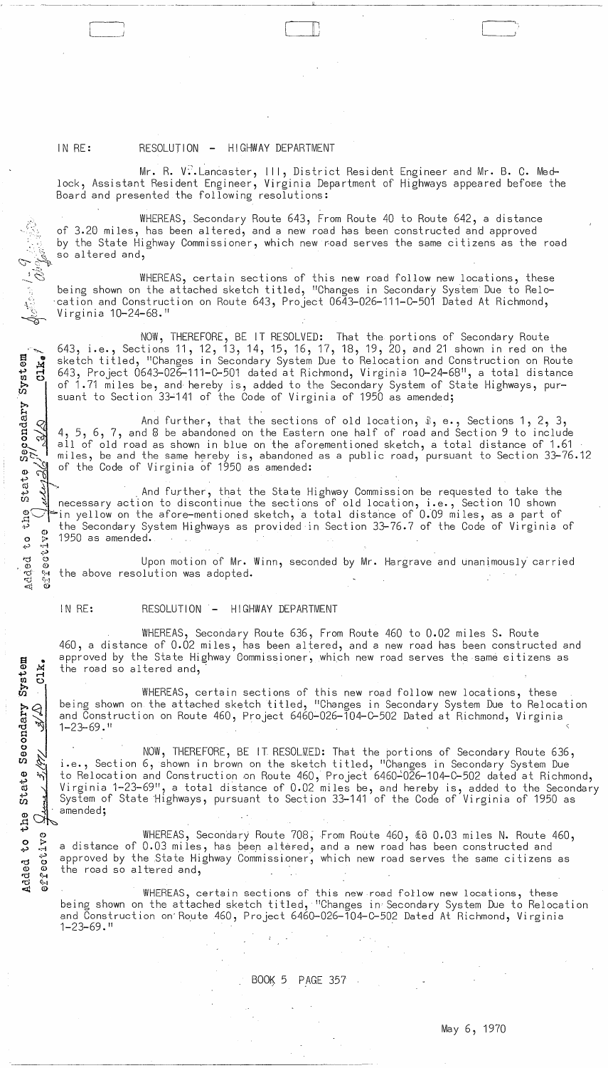IN RE: RESOLUTION - HIGHWAY DEPARTMENT

Mr. R. V. Lancaster, III, District Resident Engineer and Mr. B. C. Medlock, Assistant Resident Engineer, Virginia Department of Highways appeared before the Board and presented the following resolutions:

WHEREAS, Secondary Route 643, From Route 40 to Route 642, a distance of 3.20 miles, has been altered, and a new road has been constructed and approved by the State Highway Commissioner, which new road serves the same citizens as the road so altered and,

WHEREAS, certain sections of this new road follow new locations, these being shown on the attached sketch titled, "Changes in Secondary System Due to Relocation and Construction on Route 643, Project 0643-026-111-C-501 Dated At Richmond, Virginia 10-24-68."

NOW, THEREFORE, BE IT RESOLVED: That the portions of Secondary Route 643, i.e., Sections 11, 12, 13, 14, 15, 16, 17, 18, 19, 20, and 21 shown in red on the sketch titled, "Changes in Secondary System Due to Relocation and Construction on Route 643, Project 0643-026-111-C-501 dated at Richmond, Virginia 10-24-68", a total distance of 1.71 miles be, and hereby is, added to the Secondary System of State Highways, pursuant to Section 33-141 of the Code of Virginia of 1950 as amended;

And further, that the sections of old location, i. e., Sections 1, 2, 3, 4, 5, 6, 7, and 8 be abandoned on the Eastern one half of road and Section 9 to include all of old road as shown in blue on the aforementioned sketch, a total distance of 1.61 miles, be and the same hereby is, abandoned as a public road, pursuant to Section 33-76.12 of the Code of Virginia of 1950 as amended:

And further, that the State Highway Commission be requested to take the necessary action to discontinue the sections of old location, i.e., Section 10 shown in yellow on the afore-mentioned sketch, a total distance of 0.09 miles, as a part of the Secondary System Highways as provided in Section 33-76.7 of the Code of Virginia of 1950 as amended.

Upon motion of Mr. Winn, seconded by Mr. Hargrave and unanimously carried the above resolution was adopted.

Added to the State Secondary System effective July 26 1971 Clk.

IN RE: RESOLUTION - HIGHWAY DEPARTMENT

WHEREAS, Secondary Route 636, From Route 460 to 0.02 miles S. Route 460, a distance of 0.02 miles, has been altered, and a new road has been constructed and approved by the State Highway Commissioner, which new road serves the same citizens as the road so altered and,

WHEREAS, certain sections of this new road follow new locations, these being shown on the attached sketch titled, "Changes in Secondary System Due to Relocation and Construction on Route 460, Project 6460-026-104-C-502 Dated at Richmond, Virginia 1-23-69."

NOW, THEREFORE, BE IT RESOLVED: That the portions of Secondary Route 636, i.e., Section 6, shown in brown on the sketch titled, "Changes in Secondary System Due to Relocation and Construction on Route 460, Project 6460-026-104-C-502 dated at Richmond, Virginia 1-23-69", a total distance of 0.02 miles be, and hereby is, added to the Secondary System of State Highways, pursuant to Section 33-141 of the Code of Virginia of 1950 as amended;

WHEREAS, Secondary Route 708, From Route 460, to 0.03 miles N. Route 460, a distance of 0.03 miles, has been altered, and a new road has been constructed and approved by the State Highway Commissioner, which new road serves the same citizens as the road so altered and,

WHEREAS, certain sections of this new road follow new locations, these being shown on the attached sketch titled, "Changes in Secondary System Due to Relocation and Construction on Route 460, Project 6460-026-104-C-502 Dated At Richmond, Virginia 1-23-69."

Added to the State Secondary System effective June 3, 1971 Clk.

BOOK 5 PAGE 357

May 6, 1970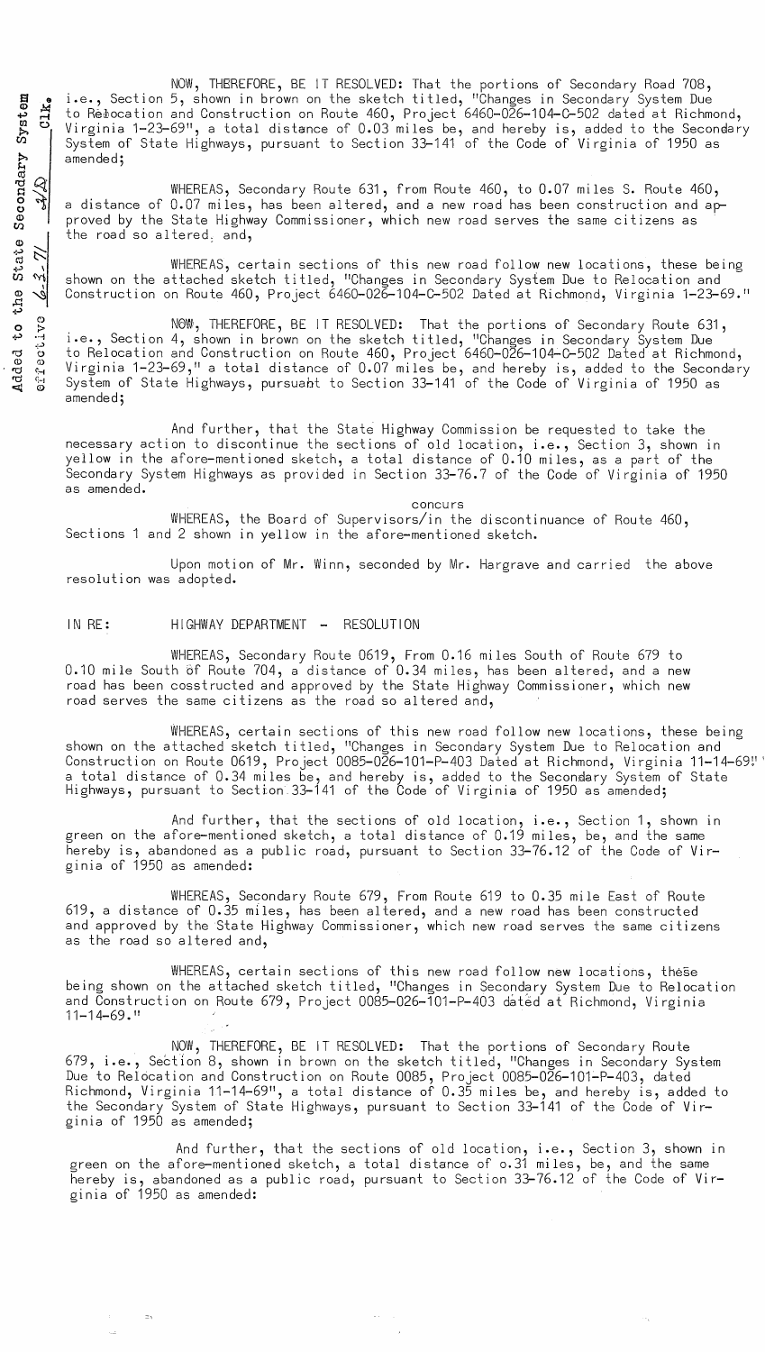Added to the State Secondary System effective 6-3-71 ___ Clk.

NOW, THEREFORE, BE IT RESOLVED: That the portions of Secondary Road 708, i.e., Section 5, shown in brown on the sketch titled, "Changes in Secondary System Due to Relocation and Construction on Route 460, Project 6460-026-104-C-502 dated at Richmond, Virginia 1-23-69", a total distance of 0.03 miles be, and hereby is, added to the Secondary System of State Highways, pursuant to Section 33-141 of the Code of Virginia of 1950 as amended;

WHEREAS, Secondary Route 631, from Route 460, to 0.07 miles S. Route 460, a distance of 0.07 miles, has been altered, and a new road has been construction and approved by the State Highway Commissioner, which new road serves the same citizens as the road so altered; and,

WHEREAS, certain sections of this new road follow new locations, these being shown on the attached sketch titled, "Changes in Secondary System Due to Relocation and Construction on Route 460, Project 6460-026-104-C-502 Dated at Richmond, Virginia 1-23-69."

NOW, THEREFORE, BE IT RESOLVED: That the portions of Secondary Route 631, i.e., Section 4, shown in brown on the sketch titled, "Changes in Secondary System Due to Relocation and Construction on Route 460, Project 6460-026-104-C-502 Dated at Richmond, Virginia 1-23-69," a total distance of 0.07 miles be, and hereby is, added to the Secondary System of State Highways, pursuant to Section 33-141 of the Code of Virginia of 1950 as amended;

And further, that the State Highway Commission be requested to take the necessary action to discontinue the sections of old location, i.e., Section 3, shown in yellow in the afore-mentioned sketch, a total distance of 0.10 miles, as a part of the Secondary System Highways as provided in Section 33-76.7 of the Code of Virginia of 1950 as amended.

WHEREAS, the Board of Supervisors/in the discontinuance of Route 460, Sections 1 and 2 shown in yellow in the afore-mentioned sketch. [concurs]

Upon motion of Mr. Winn, seconded by Mr. Hargrave and carried the above resolution was adopted.

IN RE: HIGHWAY DEPARTMENT - RESOLUTION

WHEREAS, Secondary Route 0619, From 0.16 miles South of Route 679 to 0.10 mile South of Route 704, a distance of 0.34 miles, has been altered, and a new road has been cosstructed and approved by the State Highway Commissioner, which new road serves the same citizens as the road so altered and,

WHEREAS, certain sections of this new road follow new locations, these being shown on the attached sketch titled, "Changes in Secondary System Due to Relocation and Construction on Route 0619, Project 0085-026-101-P-403 Dated at Richmond, Virginia 11-14-69." a total distance of 0.34 miles be, and hereby is, added to the Secondary System of State Highways, pursuant to Section 33-141 of the Code of Virginia of 1950 as amended;

And further, that the sections of old location, i.e., Section 1, shown in green on the afore-mentioned sketch, a total distance of 0.19 miles, be, and the same hereby is, abandoned as a public road, pursuant to Section 33-76.12 of the Code of Virginia of 1950 as amended:

WHEREAS, Secondary Route 679, From Route 619 to 0.35 mile East of Route 619, a distance of 0.35 miles, has been altered, and a new road has been constructed and approved by the State Highway Commissioner, which new road serves the same citizens as the road so altered and,

WHEREAS, certain sections of this new road follow new locations, these being shown on the attached sketch titled, "Changes in Secondary System Due to Relocation and Construction on Route 679, Project 0085-026-101-P-403 dated at Richmond, Virginia 11-14-69."

NOW, THEREFORE, BE IT RESOLVED: That the portions of Secondary Route 679, i.e., Section 8, shown in brown on the sketch titled, "Changes in Secondary System Due to Relocation and Construction on Route 0085, Project 0085-026-101-P-403, dated Richmond, Virginia 11-14-69", a total distance of 0.35 miles be, and hereby is, added to the Secondary System of State Highways, pursuant to Section 33-141 of the Code of Virginia of 1950 as amended;

And further, that the sections of old location, i.e., Section 3, shown in green on the afore-mentioned sketch, a total distance of o.31 miles, be, and the same hereby is, abandoned as a public road, pursuant to Section 33-76.12 of the Code of Virginia of 1950 as amended: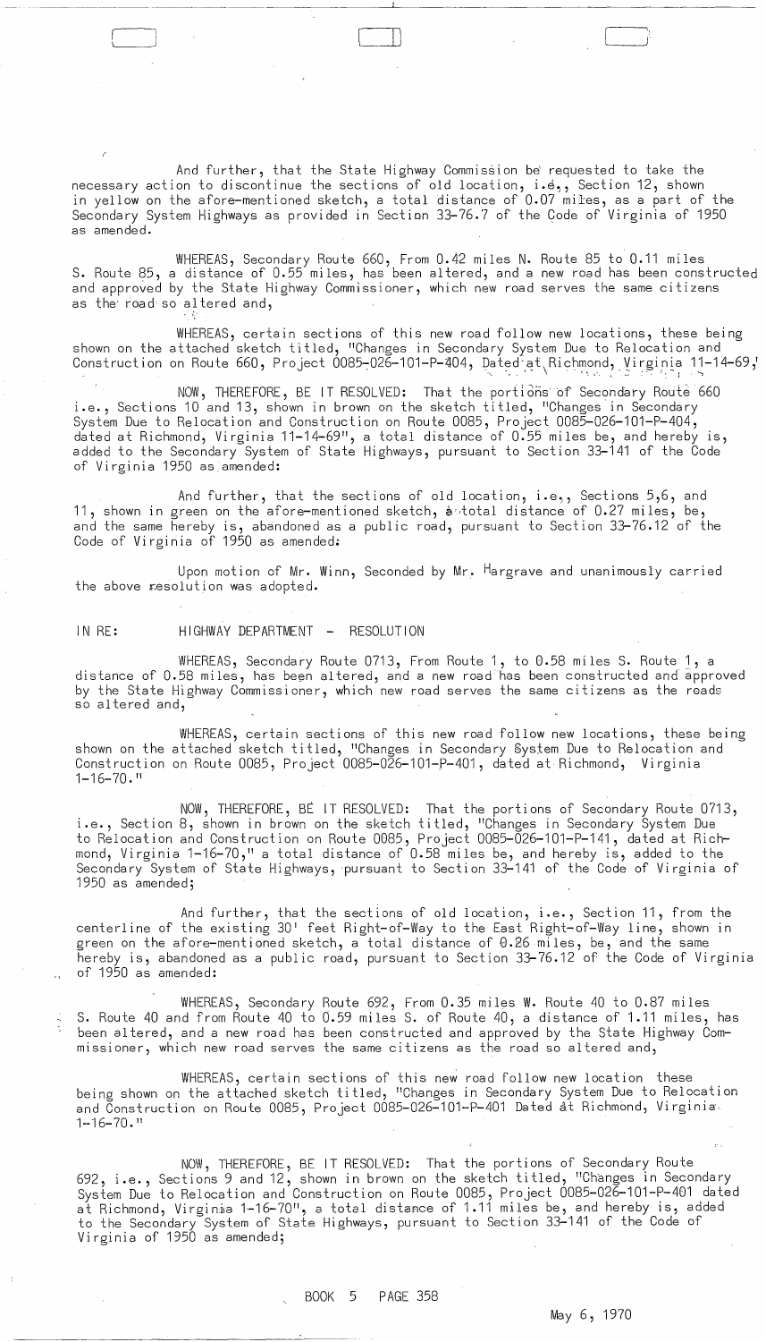And further, that the State Highway Commission be requested to take the necessary action to discontinue the sections of old location, i.e., Section 12, shown in yellow on the afore-mentioned sketch, a total distance of 0.07 miles, as a part of the Secondary System Highways as provided in Section 33-76.7 of the Code of Virginia of 1950 as amended.

WHEREAS, Secondary Route 660, From 0.42 miles N. Route 85 to 0.11 miles S. Route 85, a distance of 0.55 miles, has been altered, and a new road has been constructed and approved by the State Highway Commissioner, which new road serves the same citizens as the road so altered and,

WHEREAS, certain sections of this new road follow new locations, these being shown on the attached sketch titled, "Changes in Secondary System Due to Relocation and Construction on Route 660, Project 0085-026-101-P-404, Dated at Richmond, Virginia 11-14-69,"

NOW, THEREFORE, BE IT RESOLVED: That the portions of Secondary Route 660 i.e., Sections 10 and 13, shown in brown on the sketch titled, "Changes in Secondary System Due to Relocation and Construction on Route 0085, Project 0085-026-101-P-404, dated at Richmond, Virginia 11-14-69", a total distance of 0.55 miles be, and hereby is, added to the Secondary System of State Highways, pursuant to Section 33-141 of the Code of Virginia 1950 as amended:

And further, that the sections of old location, i.e., Sections 5,6, and 11, shown in green on the afore-mentioned sketch, a total distance of 0.27 miles, be, and the same hereby is, abandoned as a public road, pursuant to Section 33-76.12 of the Code of Virginia of 1950 as amended:

Upon motion of Mr. Winn, Seconded by Mr. Hargrave and unanimously carried the above resolution was adopted.

IN RE: HIGHWAY DEPARTMENT - RESOLUTION

WHEREAS, Secondary Route 0713, From Route 1, to 0.58 miles S. Route 1, a distance of 0.58 miles, has been altered, and a new road has been constructed and approved by the State Highway Commissioner, which new road serves the same citizens as the roads so altered and,

WHEREAS, certain sections of this new road follow new locations, these being shown on the attached sketch titled, "Changes in Secondary System Due to Relocation and Construction on Route 0085, Project 0085-026-101-P-401, dated at Richmond, Virginia 1-16-70."

NOW, THEREFORE, BE IT RESOLVED: That the portions of Secondary Route 0713, i.e., Section 8, shown in brown on the sketch titled, "Changes in Secondary System Due to Relocation and Construction on Route 0085, Project 0085-026-101-P-141, dated at Richmond, Virginia 1-16-70," a total distance of 0.58 miles be, and hereby is, added to the Secondary System of State Highways, pursuant to Section 33-141 of the Code of Virginia of 1950 as amended;

And further, that the sections of old location, i.e., Section 11, from the centerline of the existing 30' feet Right-of-Way to the East Right-of-Way line, shown in green on the afore-mentioned sketch, a total distance of 0.26 miles, be, and the same hereby is, abandoned as a public road, pursuant to Section 33-76.12 of the Code of Virginia of 1950 as amended:

WHEREAS, Secondary Route 692, From 0.35 miles W. Route 40 to 0.87 miles S. Route 40 and from Route 40 to 0.59 miles S. of Route 40, a distance of 1.11 miles, has been altered, and a new road has been constructed and approved by the State Highway Commissioner, which new road serves the same citizens as the road so altered and,

WHEREAS, certain sections of this new road follow new location these being shown on the attached sketch titled, "Changes in Secondary System Due to Relocation and Construction on Route 0085, Project 0085-026-101-P-401 Dated at Richmond, Virginia 1-16-70."

NOW, THEREFORE, BE IT RESOLVED: That the portions of Secondary Route 692, i.e., Sections 9 and 12, shown in brown on the sketch titled, "Changes in Secondary System Due to Relocation and Construction on Route 0085, Project 0085-026-101-P-401 dated at Richmond, Virginia 1-16-70", a total distance of 1.11 miles be, and hereby is, added to the Secondary System of State Highways, pursuant to Section 33-141 of the Code of Virginia of 1950 as amended;

BOOK 5 PAGE 358

May 6, 1970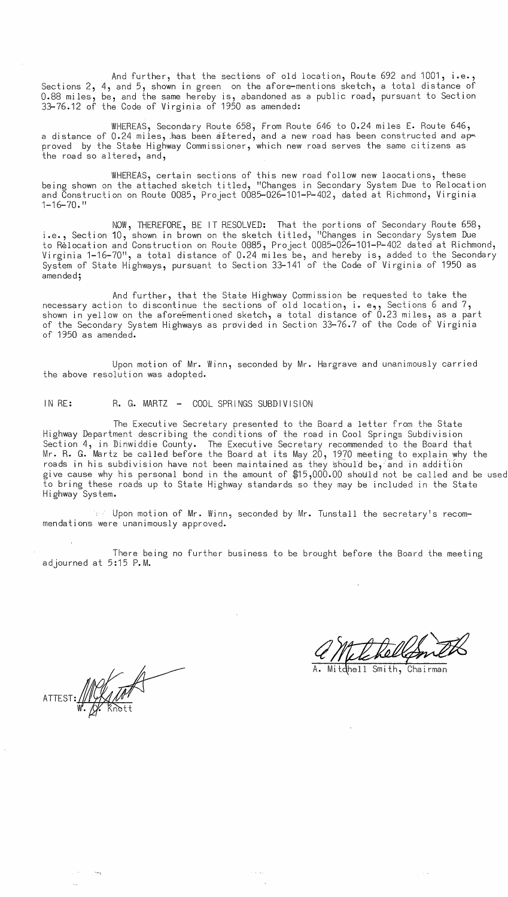And further, that the sections of old location, Route 692 and 1001, i.e., Sections 2, 4, and 5, shown in green on the afore-mentions sketch, a total distance of 0.88 miles, be, and the same hereby is, abandoned as a public road, pursuant to Section 33-76.12 of the Code of Virginia of 1950 as amended:

WHEREAS, Secondary Route 658, From Route 646 to 0.24 miles E. Route 646, a distance of 0.24 miles, has been altered, and a new road has been constructed and approved by the State Highway Commissioner, which new road serves the same citizens as the road so altered, and,

WHEREAS, certain sections of this new road follow new laocations, these being shown on the attached sketch titled, "Changes in Secondary System Due to Relocation and Construction on Route 0085, Project 0085-026-101-P-402, dated at Richmond, Virginia 1-16-70."

NOW, THEREFORE, BE IT RESOLVED: That the portions of Secondary Route 658, i.e., Section 10, shown in brown on the sketch titled, "Changes in Secondary System Due to Relocation and Construction on Route 0085, Project 0085-026-101-P-402 dated at Richmond, Virginia 1-16-70", a total distance of 0.24 miles be, and hereby is, added to the Secondary System of State Highways, pursuant to Section 33-141 of the Code of Virginia of 1950 as amended;

And further, that the State Highway Commission be requested to take the necessary action to discontinue the sections of old location, i. e., Sections 6 and 7, shown in yellow on the aforementioned sketch, a total distance of 0.23 miles, as a part of the Secondary System Highways as provided in Section 33-76.7 of the Code of Virginia of 1950 as amended.

Upon motion of Mr. Winn, seconded by Mr. Hargrave and unanimously carried the above resolution was adopted.

IN RE: R. G. MARTZ - COOL SPRINGS SUBDIVISION

The Executive Secretary presented to the Board a letter from the State Highway Department describing the conditions of the road in Cool Springs Subdivision Section 4, in Dinwiddie County. The Executive Secretary recommended to the Board that Mr. R. G. Martz be called before the Board at its May 20, 1970 meeting to explain why the roads in his subdivision have not been maintained as they should be, and in addition give cause why his personal bond in the amount of $15,000.00 should not be called and be used to bring these roads up to State Highway standards so they may be included in the State Highway System.

Upon motion of Mr. Winn, seconded by Mr. Tunstall the secretary's recommendations were unanimously approved.

There being no further business to be brought before the Board the meeting adjourned at 5:15 P.M.

A. Mitchell Smith, Chairman

ATTEST: W. C. Knott